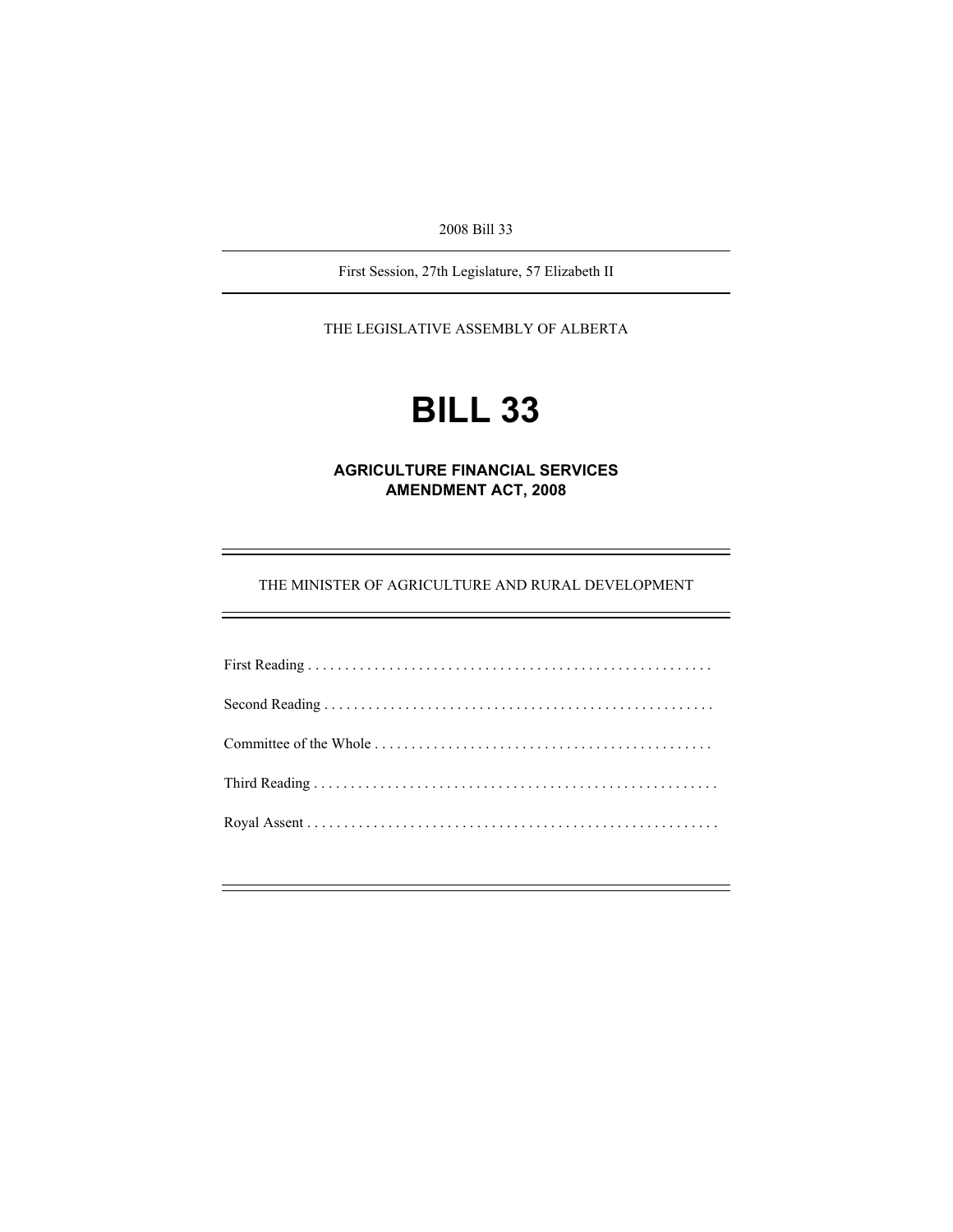2008 Bill 33

First Session, 27th Legislature, 57 Elizabeth II

THE LEGISLATIVE ASSEMBLY OF ALBERTA

# BILL 33

## AGRICULTURE FINANCIAL SERVICES AMENDMENT ACT, 2008

THE MINISTER OF AGRICULTURE AND RURAL DEVELOPMENT

First Reading . . . . . . . . . . . . . . . . . . . . . . . . . . . . . . . . . . . . . . . . . . . . . . . . . . . . . .

Second Reading . . . . . . . . . . . . . . . . . . . . . . . . . . . . . . . . . . . . . . . . . . . . . . . . . . . .

Committee of the Whole . . . . . . . . . . . . . . . . . . . . . . . . . . . . . . . . . . . . . . . . . . . . .

Third Reading . . . . . . . . . . . . . . . . . . . . . . . . . . . . . . . . . . . . . . . . . . . . . . . . . . . . . .

Royal Assent . . . . . . . . . . . . . . . . . . . . . . . . . . . . . . . . . . . . . . . . . . . . . . . . . . . . . . .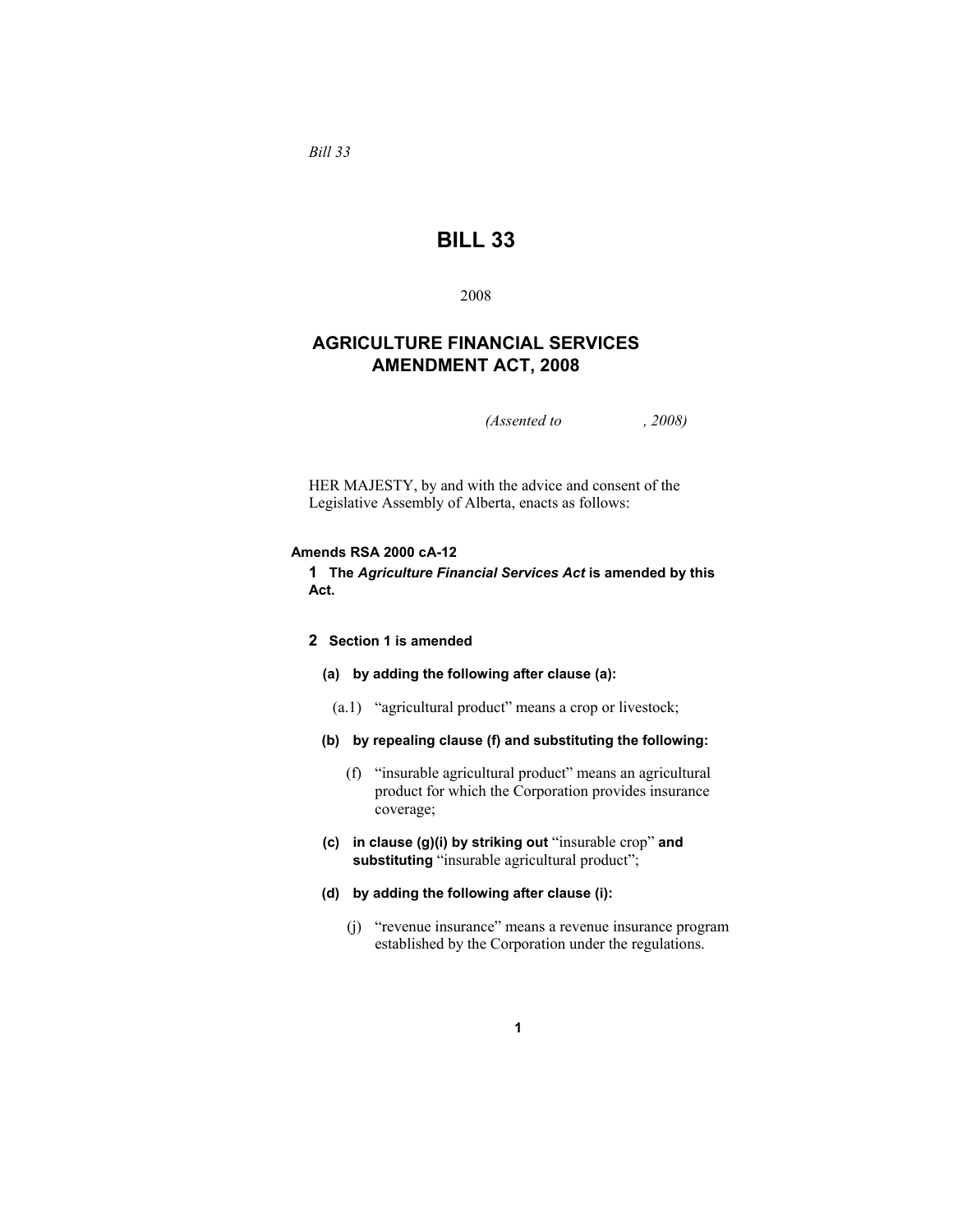*Bill 33*

# BILL 33

2008

## AGRICULTURE FINANCIAL SERVICES AMENDMENT ACT, 2008

*(Assented to , 2008)*

HER MAJESTY, by and with the advice and consent of the Legislative Assembly of Alberta, enacts as follows:

**Amends RSA 2000 cA-12**

**1 The *Agriculture Financial Services Act* is amended by this Act.**

**2 Section 1 is amended**

**(a) by adding the following after clause (a):**

(a.1) "agricultural product" means a crop or livestock;

**(b) by repealing clause (f) and substituting the following:**

(f) "insurable agricultural product" means an agricultural product for which the Corporation provides insurance coverage;

**(c) in clause (g)(i) by striking out** "insurable crop" **and substituting** "insurable agricultural product";

**(d) by adding the following after clause (i):**

(j) "revenue insurance" means a revenue insurance program established by the Corporation under the regulations.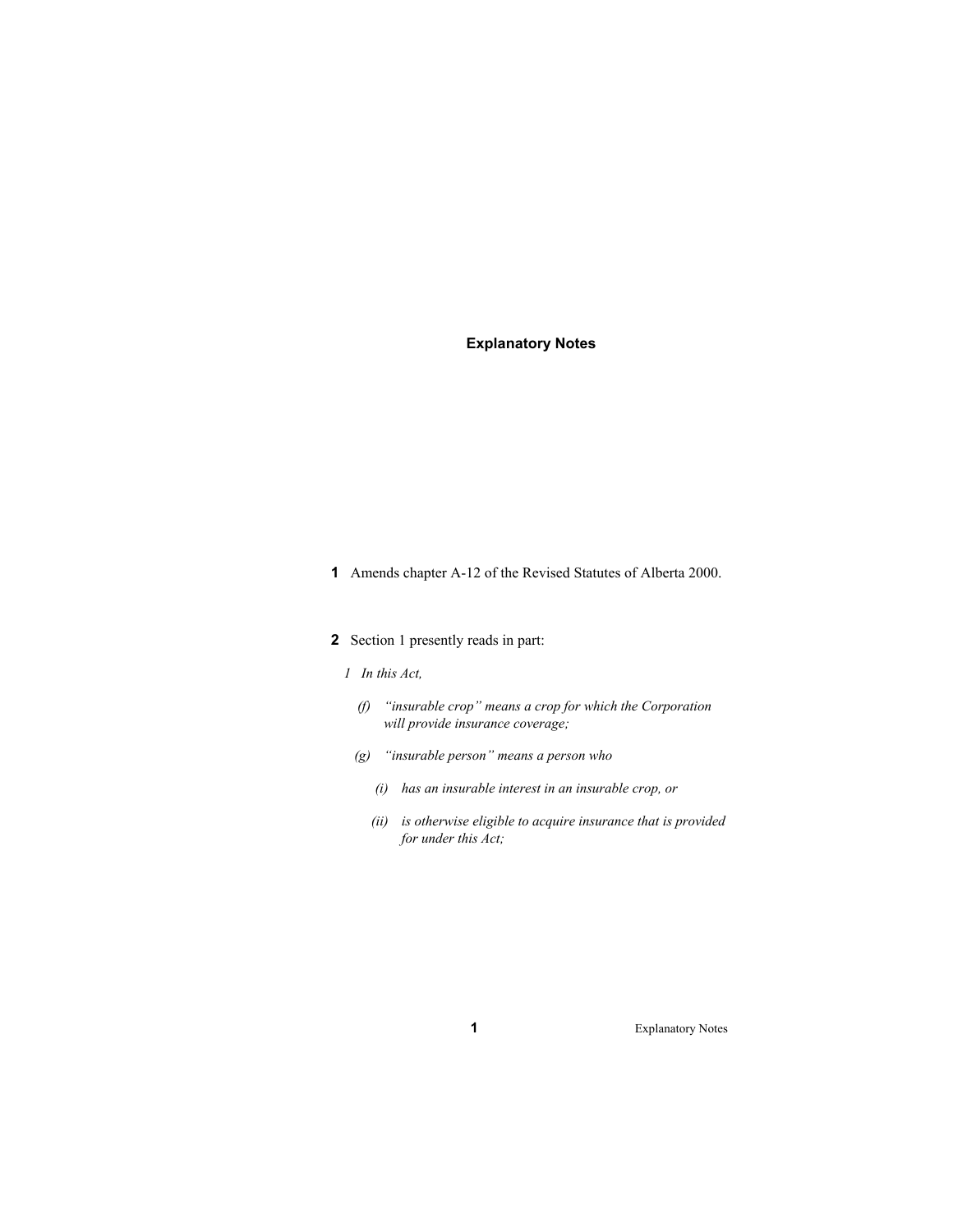## Explanatory Notes

**1** Amends chapter A-12 of the Revised Statutes of Alberta 2000.

**2** Section 1 presently reads in part:

*1 In this Act,*

*(f) "insurable crop" means a crop for which the Corporation will provide insurance coverage;*

*(g) "insurable person" means a person who*

*(i) has an insurable interest in an insurable crop, or*

*(ii) is otherwise eligible to acquire insurance that is provided for under this Act;*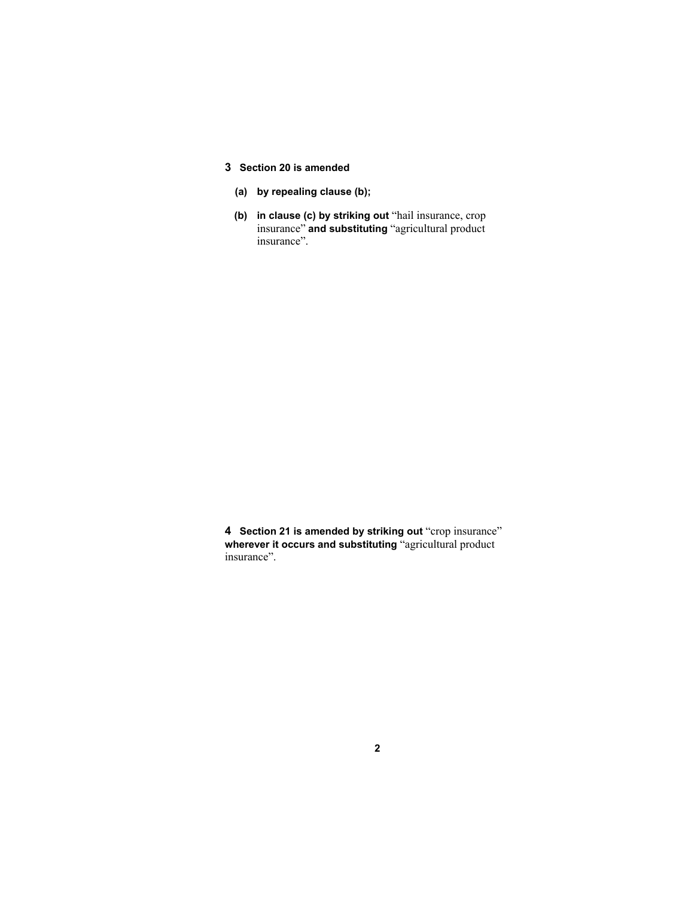**3 Section 20 is amended**

**(a) by repealing clause (b);**

**(b) in clause (c) by striking out** “hail insurance, crop insurance” **and substituting** “agricultural product insurance”.

**4 Section 21 is amended by striking out** “crop insurance” **wherever it occurs and substituting** “agricultural product insurance”.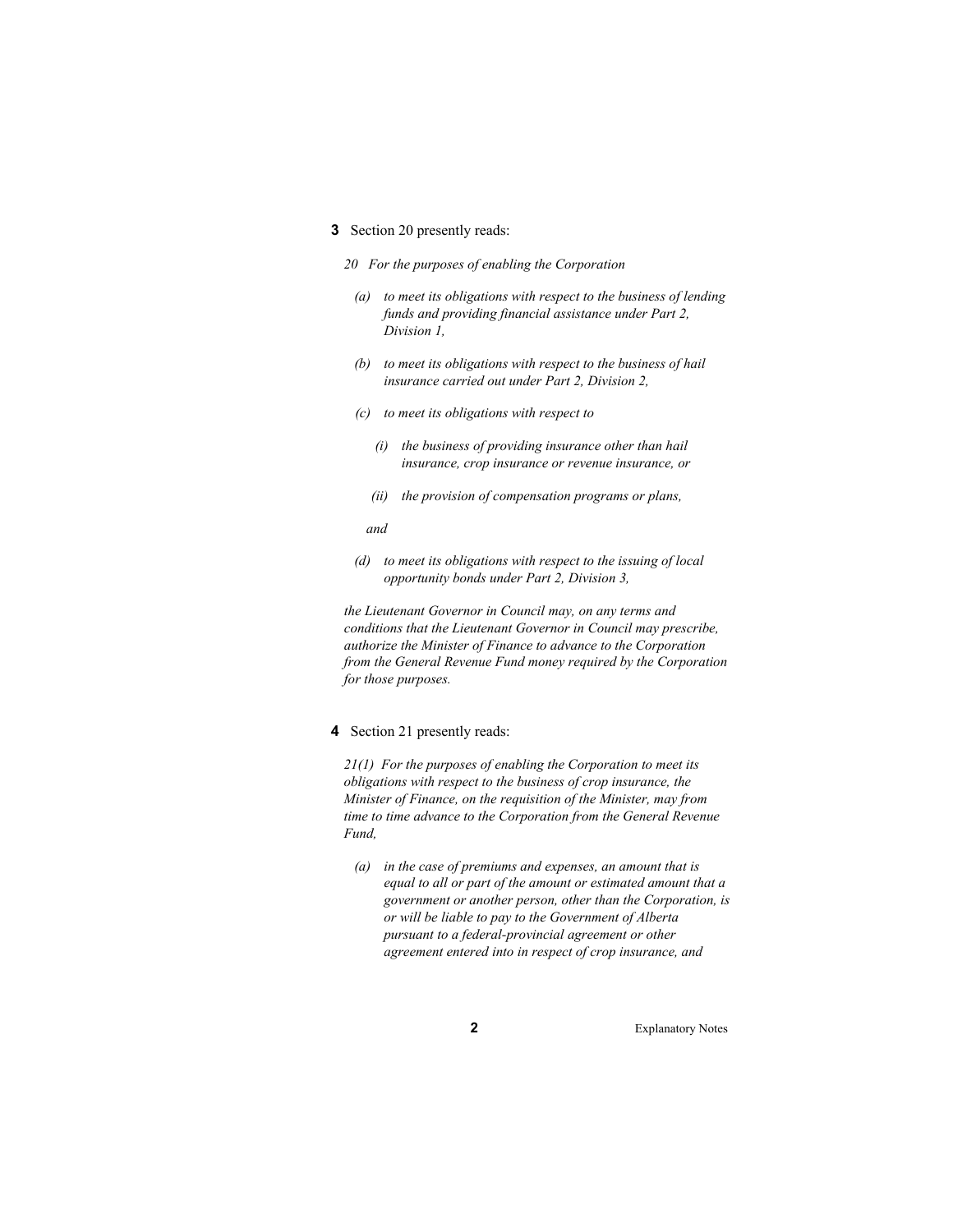**3** Section 20 presently reads:

*20 For the purposes of enabling the Corporation*

*(a) to meet its obligations with respect to the business of lending funds and providing financial assistance under Part 2, Division 1,*

*(b) to meet its obligations with respect to the business of hail insurance carried out under Part 2, Division 2,*

*(c) to meet its obligations with respect to*

*(i) the business of providing insurance other than hail insurance, crop insurance or revenue insurance, or*

*(ii) the provision of compensation programs or plans,*

*and*

*(d) to meet its obligations with respect to the issuing of local opportunity bonds under Part 2, Division 3,*

*the Lieutenant Governor in Council may, on any terms and conditions that the Lieutenant Governor in Council may prescribe, authorize the Minister of Finance to advance to the Corporation from the General Revenue Fund money required by the Corporation for those purposes.*

**4** Section 21 presently reads:

*21(1) For the purposes of enabling the Corporation to meet its obligations with respect to the business of crop insurance, the Minister of Finance, on the requisition of the Minister, may from time to time advance to the Corporation from the General Revenue Fund,*

*(a) in the case of premiums and expenses, an amount that is equal to all or part of the amount or estimated amount that a government or another person, other than the Corporation, is or will be liable to pay to the Government of Alberta pursuant to a federal-provincial agreement or other agreement entered into in respect of crop insurance, and*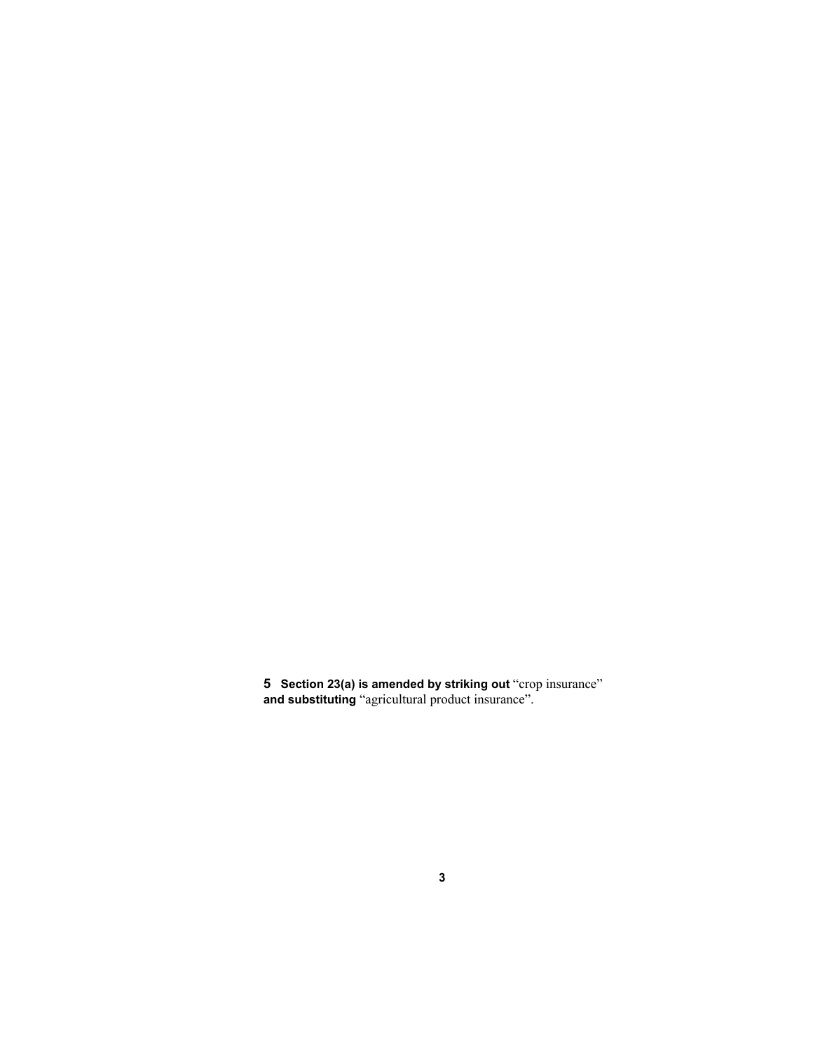**5 Section 23(a) is amended by striking out** “crop insurance” **and substituting** “agricultural product insurance”.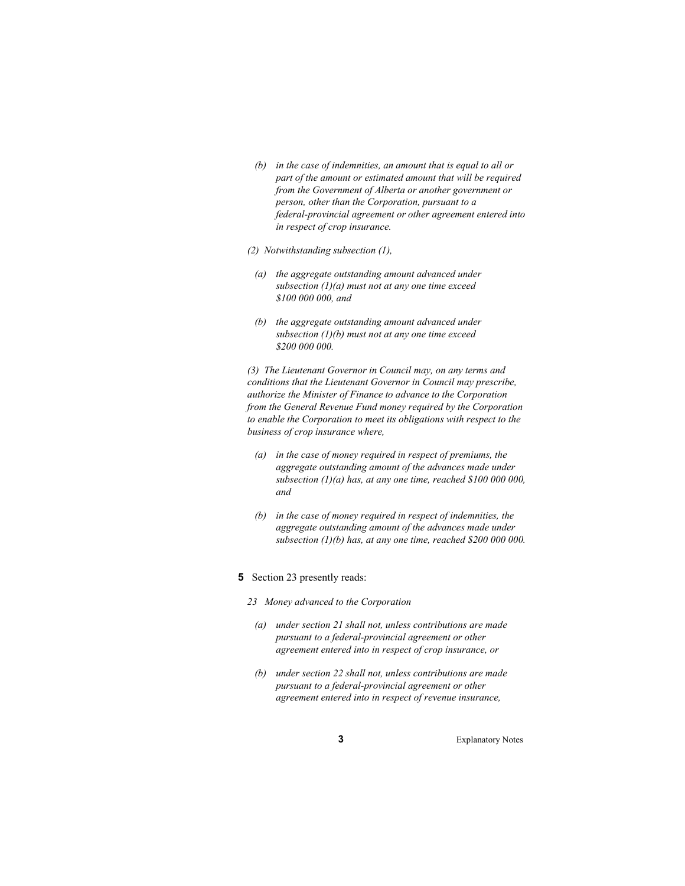*(b) in the case of indemnities, an amount that is equal to all or part of the amount or estimated amount that will be required from the Government of Alberta or another government or person, other than the Corporation, pursuant to a federal-provincial agreement or other agreement entered into in respect of crop insurance.*

*(2) Notwithstanding subsection (1),*

*(a) the aggregate outstanding amount advanced under subsection (1)(a) must not at any one time exceed $100 000 000, and*

*(b) the aggregate outstanding amount advanced under subsection (1)(b) must not at any one time exceed $200 000 000.*

*(3) The Lieutenant Governor in Council may, on any terms and conditions that the Lieutenant Governor in Council may prescribe, authorize the Minister of Finance to advance to the Corporation from the General Revenue Fund money required by the Corporation to enable the Corporation to meet its obligations with respect to the business of crop insurance where,*

*(a) in the case of money required in respect of premiums, the aggregate outstanding amount of the advances made under subsection (1)(a) has, at any one time, reached $100 000 000, and*

*(b) in the case of money required in respect of indemnities, the aggregate outstanding amount of the advances made under subsection (1)(b) has, at any one time, reached $200 000 000.*

**5** Section 23 presently reads:

*23 Money advanced to the Corporation*

*(a) under section 21 shall not, unless contributions are made pursuant to a federal-provincial agreement or other agreement entered into in respect of crop insurance, or*

*(b) under section 22 shall not, unless contributions are made pursuant to a federal-provincial agreement or other agreement entered into in respect of revenue insurance,*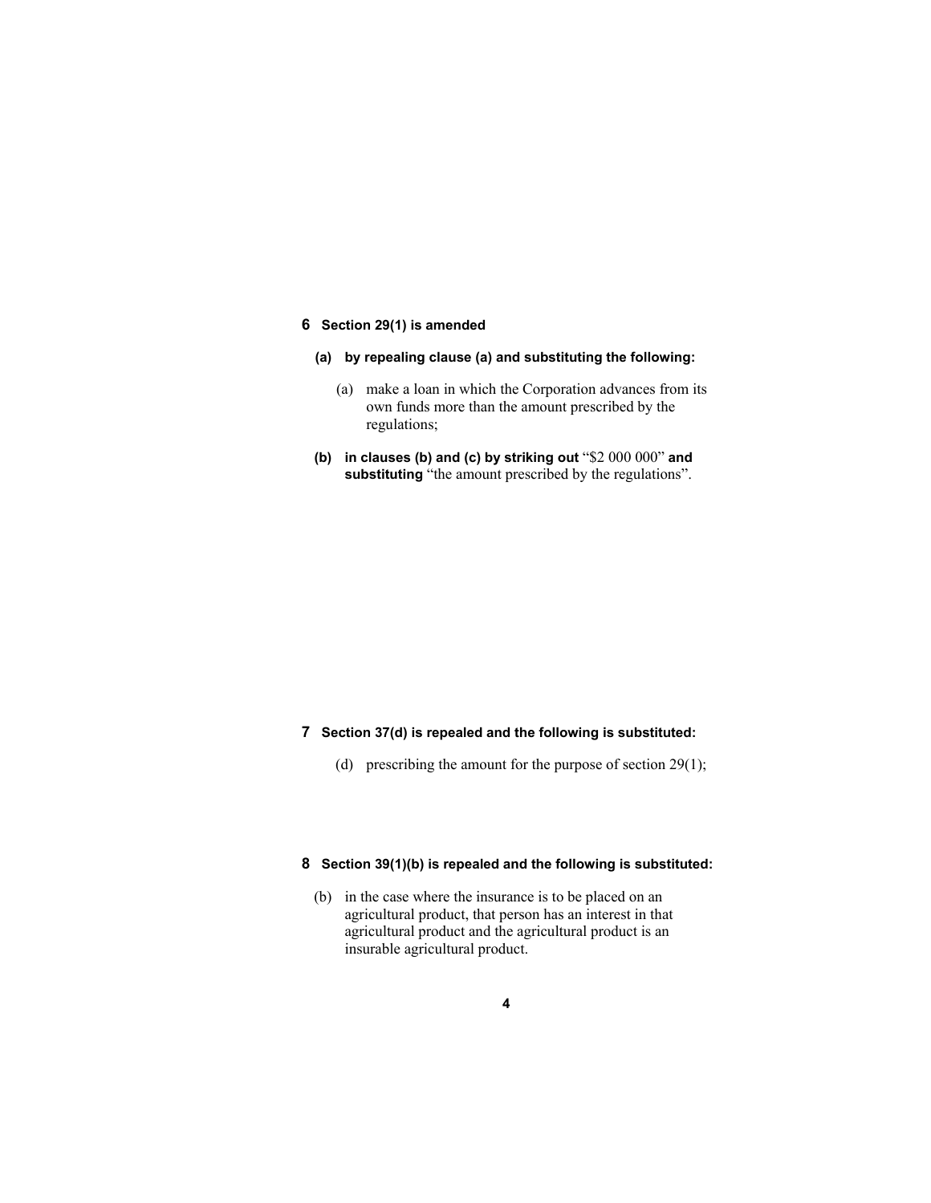**6 Section 29(1) is amended**

**(a) by repealing clause (a) and substituting the following:**

(a) make a loan in which the Corporation advances from its own funds more than the amount prescribed by the regulations;

**(b) in clauses (b) and (c) by striking out** "$2 000 000" **and substituting** "the amount prescribed by the regulations".

**7 Section 37(d) is repealed and the following is substituted:**

(d) prescribing the amount for the purpose of section 29(1);

**8 Section 39(1)(b) is repealed and the following is substituted:**

(b) in the case where the insurance is to be placed on an agricultural product, that person has an interest in that agricultural product and the agricultural product is an insurable agricultural product.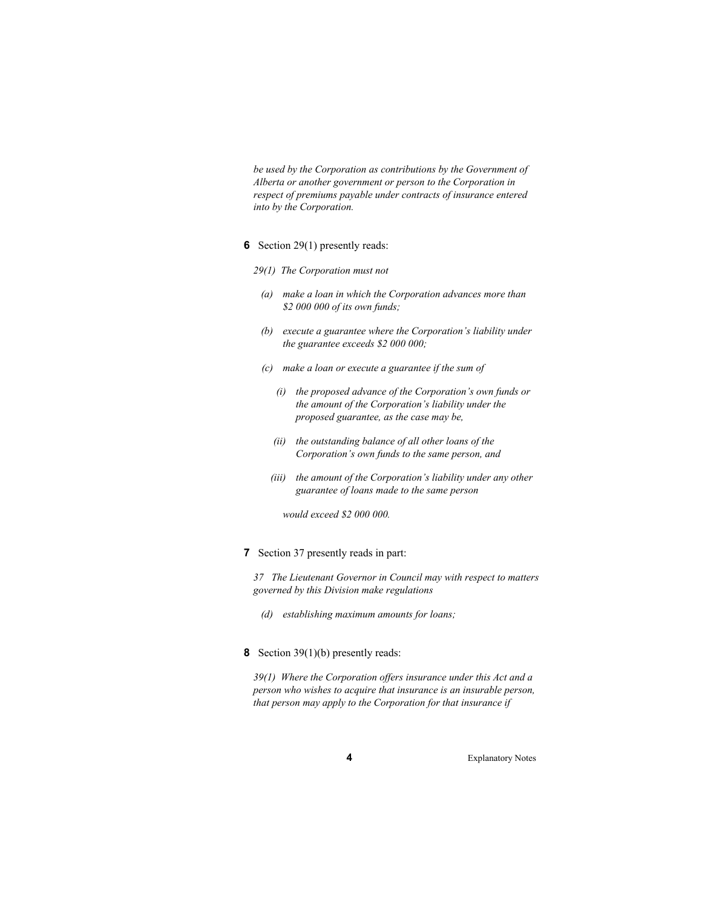*be used by the Corporation as contributions by the Government of Alberta or another government or person to the Corporation in respect of premiums payable under contracts of insurance entered into by the Corporation.*

**6** Section 29(1) presently reads:

*29(1) The Corporation must not*

*(a) make a loan in which the Corporation advances more than $2 000 000 of its own funds;*

*(b) execute a guarantee where the Corporation's liability under the guarantee exceeds $2 000 000;*

*(c) make a loan or execute a guarantee if the sum of*

*(i) the proposed advance of the Corporation's own funds or the amount of the Corporation's liability under the proposed guarantee, as the case may be,*

*(ii) the outstanding balance of all other loans of the Corporation's own funds to the same person, and*

*(iii) the amount of the Corporation's liability under any other guarantee of loans made to the same person*

*would exceed $2 000 000.*

**7** Section 37 presently reads in part:

*37 The Lieutenant Governor in Council may with respect to matters governed by this Division make regulations*

*(d) establishing maximum amounts for loans;*

**8** Section 39(1)(b) presently reads:

*39(1) Where the Corporation offers insurance under this Act and a person who wishes to acquire that insurance is an insurable person, that person may apply to the Corporation for that insurance if*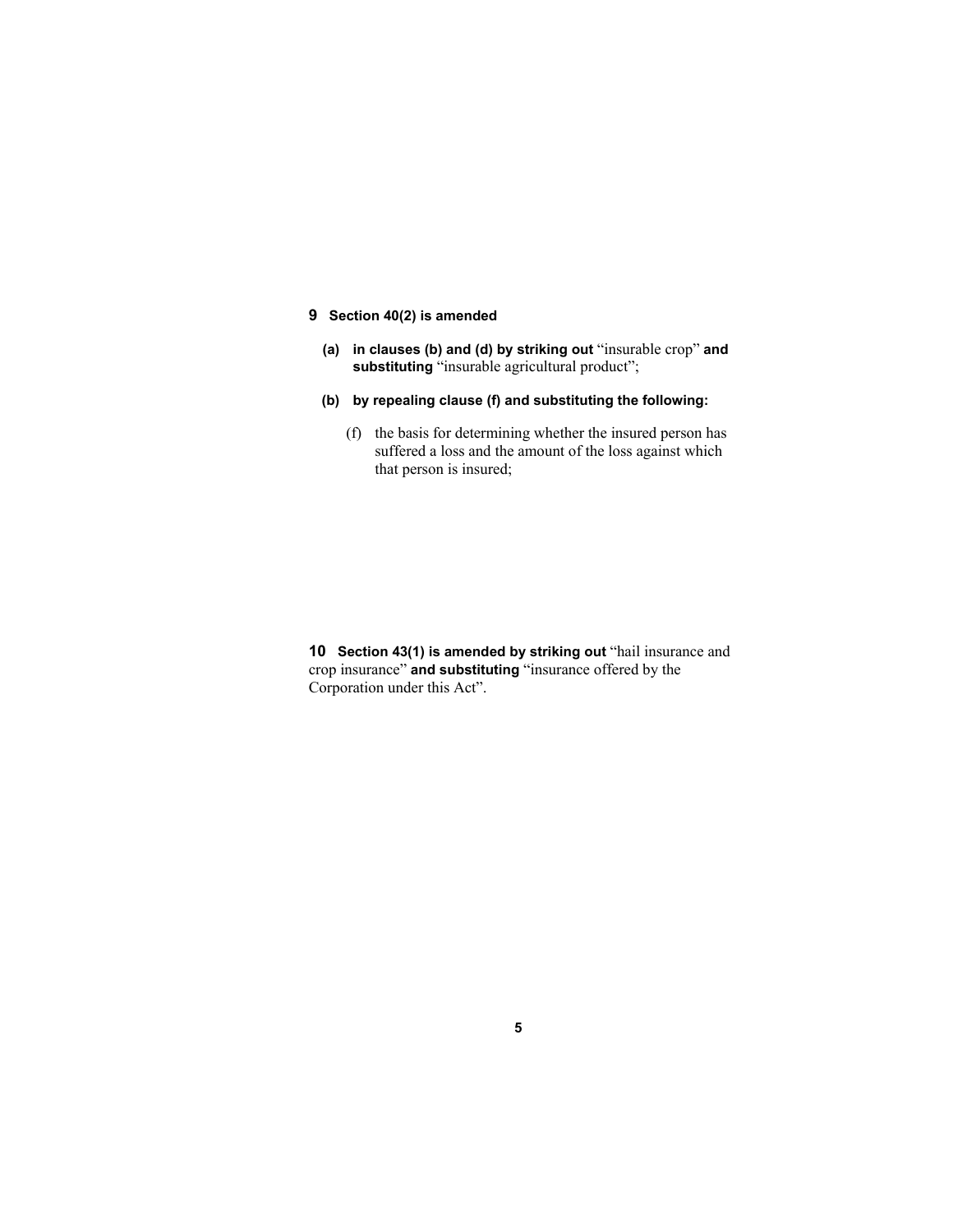**9 Section 40(2) is amended**

**(a) in clauses (b) and (d) by striking out** "insurable crop" **and substituting** "insurable agricultural product";

**(b) by repealing clause (f) and substituting the following:**

(f) the basis for determining whether the insured person has suffered a loss and the amount of the loss against which that person is insured;

**10 Section 43(1) is amended by striking out** "hail insurance and crop insurance" **and substituting** "insurance offered by the Corporation under this Act".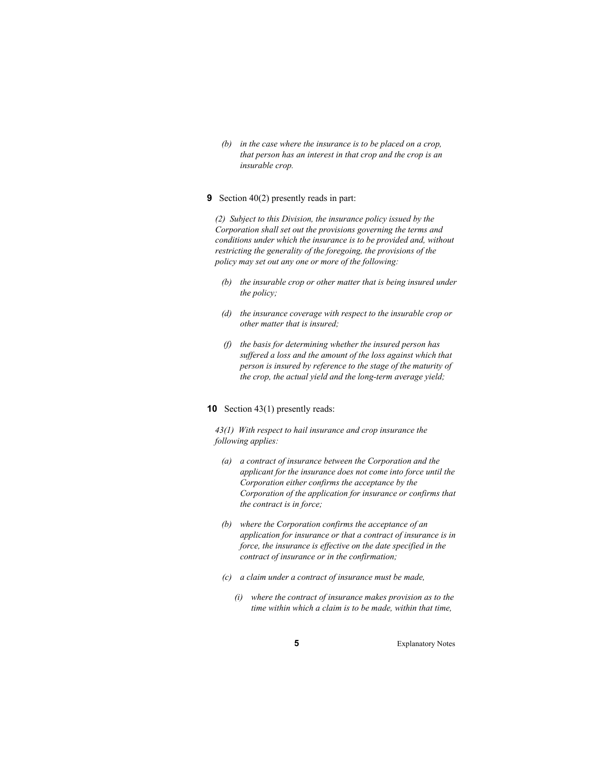*(b) in the case where the insurance is to be placed on a crop, that person has an interest in that crop and the crop is an insurable crop.*

**9** Section 40(2) presently reads in part:

*(2) Subject to this Division, the insurance policy issued by the Corporation shall set out the provisions governing the terms and conditions under which the insurance is to be provided and, without restricting the generality of the foregoing, the provisions of the policy may set out any one or more of the following:*

*(b) the insurable crop or other matter that is being insured under the policy;*

*(d) the insurance coverage with respect to the insurable crop or other matter that is insured;*

*(f) the basis for determining whether the insured person has suffered a loss and the amount of the loss against which that person is insured by reference to the stage of the maturity of the crop, the actual yield and the long-term average yield;*

**10** Section 43(1) presently reads:

*43(1) With respect to hail insurance and crop insurance the following applies:*

*(a) a contract of insurance between the Corporation and the applicant for the insurance does not come into force until the Corporation either confirms the acceptance by the Corporation of the application for insurance or confirms that the contract is in force;*

*(b) where the Corporation confirms the acceptance of an application for insurance or that a contract of insurance is in force, the insurance is effective on the date specified in the contract of insurance or in the confirmation;*

*(c) a claim under a contract of insurance must be made,*

*(i) where the contract of insurance makes provision as to the time within which a claim is to be made, within that time,*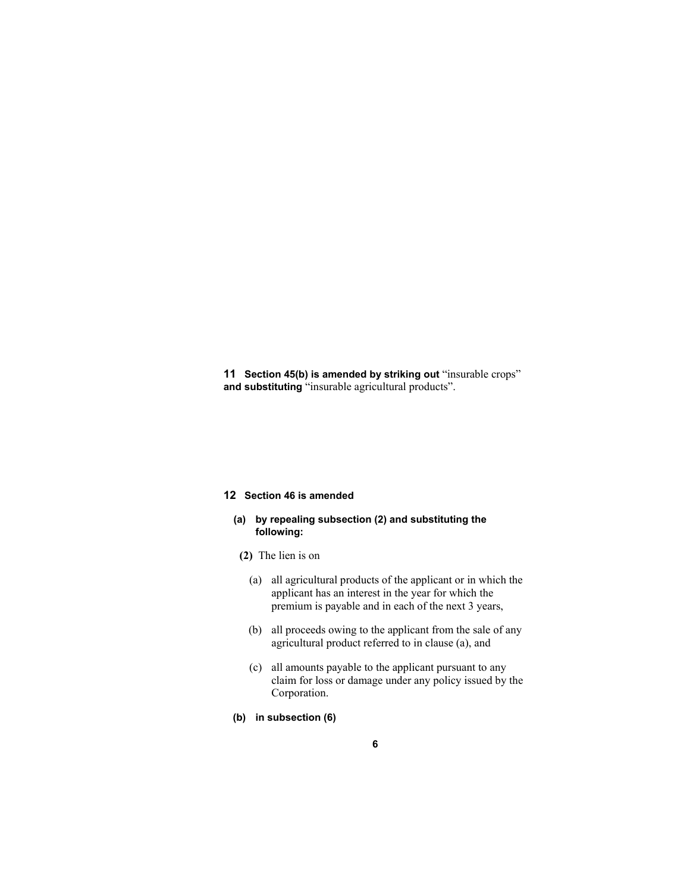**11 Section 45(b) is amended by striking out** "insurable crops" **and substituting** "insurable agricultural products".

**12 Section 46 is amended**

**(a) by repealing subsection (2) and substituting the following:**

**(2)** The lien is on

(a) all agricultural products of the applicant or in which the applicant has an interest in the year for which the premium is payable and in each of the next 3 years,

(b) all proceeds owing to the applicant from the sale of any agricultural product referred to in clause (a), and

(c) all amounts payable to the applicant pursuant to any claim for loss or damage under any policy issued by the Corporation.

**(b) in subsection (6)**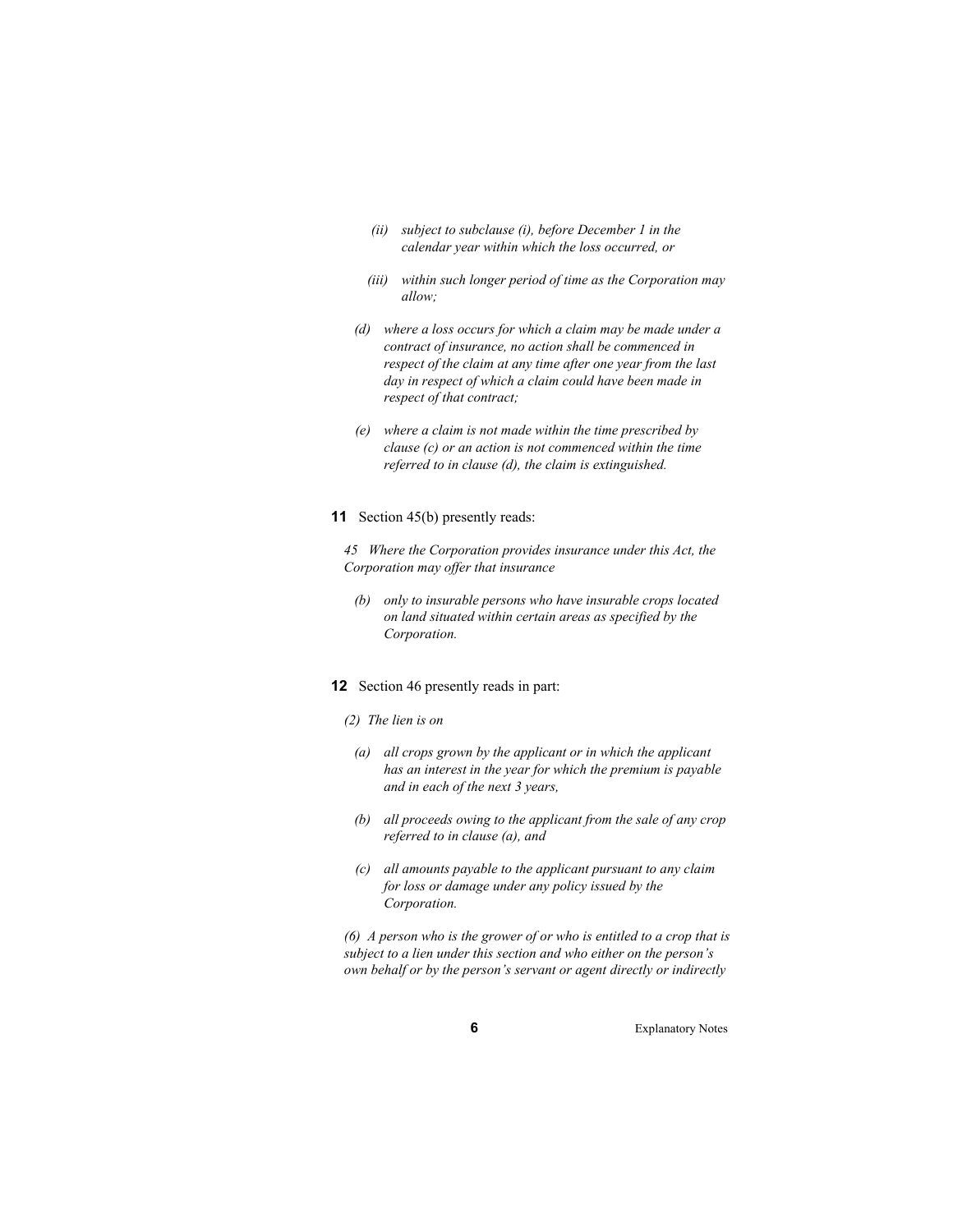*(ii) subject to subclause (i), before December 1 in the calendar year within which the loss occurred, or*

*(iii) within such longer period of time as the Corporation may allow;*

*(d) where a loss occurs for which a claim may be made under a contract of insurance, no action shall be commenced in respect of the claim at any time after one year from the last day in respect of which a claim could have been made in respect of that contract;*

*(e) where a claim is not made within the time prescribed by clause (c) or an action is not commenced within the time referred to in clause (d), the claim is extinguished.*

**11** Section 45(b) presently reads:

*45 Where the Corporation provides insurance under this Act, the Corporation may offer that insurance*

*(b) only to insurable persons who have insurable crops located on land situated within certain areas as specified by the Corporation.*

**12** Section 46 presently reads in part:

*(2) The lien is on*

*(a) all crops grown by the applicant or in which the applicant has an interest in the year for which the premium is payable and in each of the next 3 years,*

*(b) all proceeds owing to the applicant from the sale of any crop referred to in clause (a), and*

*(c) all amounts payable to the applicant pursuant to any claim for loss or damage under any policy issued by the Corporation.*

*(6) A person who is the grower of or who is entitled to a crop that is subject to a lien under this section and who either on the person's own behalf or by the person's servant or agent directly or indirectly*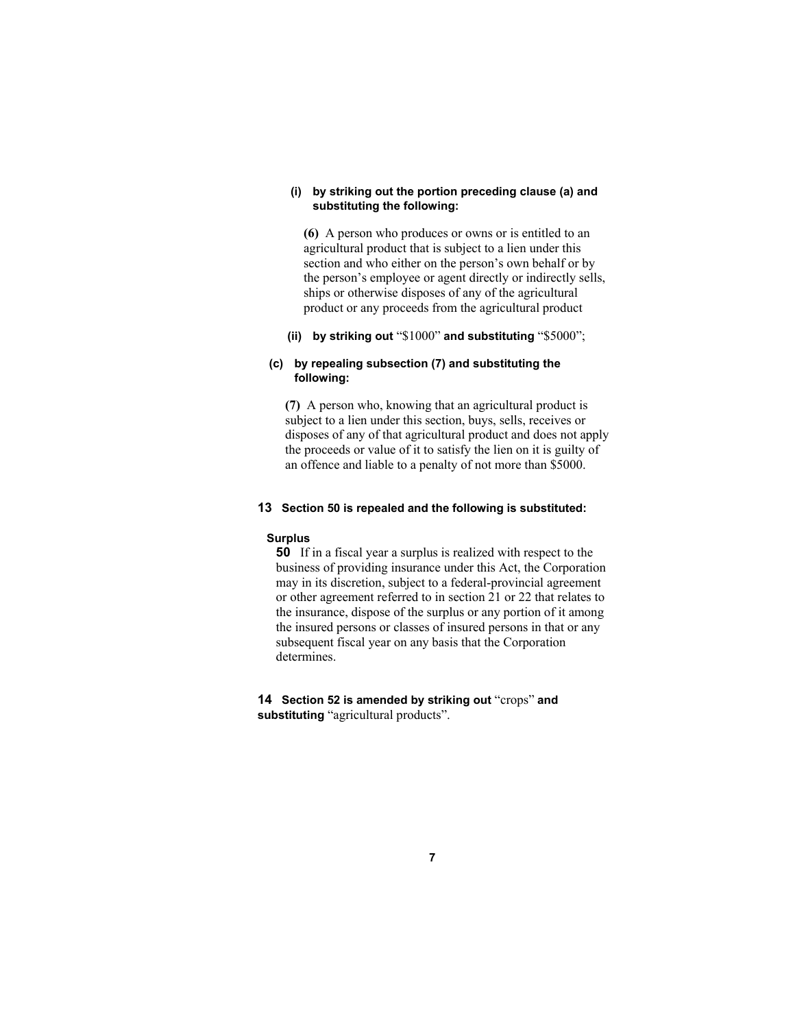**(i) by striking out the portion preceding clause (a) and substituting the following:**

**(6)** A person who produces or owns or is entitled to an agricultural product that is subject to a lien under this section and who either on the person's own behalf or by the person's employee or agent directly or indirectly sells, ships or otherwise disposes of any of the agricultural product or any proceeds from the agricultural product

**(ii) by striking out** "$1000" **and substituting** "$5000";

**(c) by repealing subsection (7) and substituting the following:**

**(7)** A person who, knowing that an agricultural product is subject to a lien under this section, buys, sells, receives or disposes of any of that agricultural product and does not apply the proceeds or value of it to satisfy the lien on it is guilty of an offence and liable to a penalty of not more than $5000.

**13 Section 50 is repealed and the following is substituted:**

**Surplus**

**50** If in a fiscal year a surplus is realized with respect to the business of providing insurance under this Act, the Corporation may in its discretion, subject to a federal-provincial agreement or other agreement referred to in section 21 or 22 that relates to the insurance, dispose of the surplus or any portion of it among the insured persons or classes of insured persons in that or any subsequent fiscal year on any basis that the Corporation determines.

**14 Section 52 is amended by striking out** "crops" **and substituting** "agricultural products".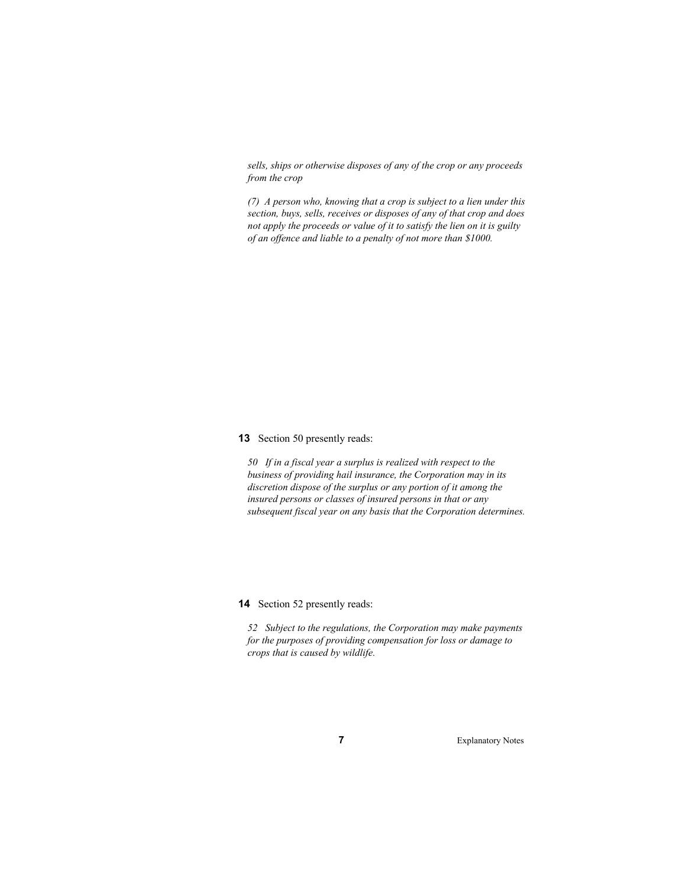*sells, ships or otherwise disposes of any of the crop or any proceeds from the crop*

*(7) A person who, knowing that a crop is subject to a lien under this section, buys, sells, receives or disposes of any of that crop and does not apply the proceeds or value of it to satisfy the lien on it is guilty of an offence and liable to a penalty of not more than $1000.*

**13** Section 50 presently reads:

*50 If in a fiscal year a surplus is realized with respect to the business of providing hail insurance, the Corporation may in its discretion dispose of the surplus or any portion of it among the insured persons or classes of insured persons in that or any subsequent fiscal year on any basis that the Corporation determines.*

**14** Section 52 presently reads:

*52 Subject to the regulations, the Corporation may make payments for the purposes of providing compensation for loss or damage to crops that is caused by wildlife.*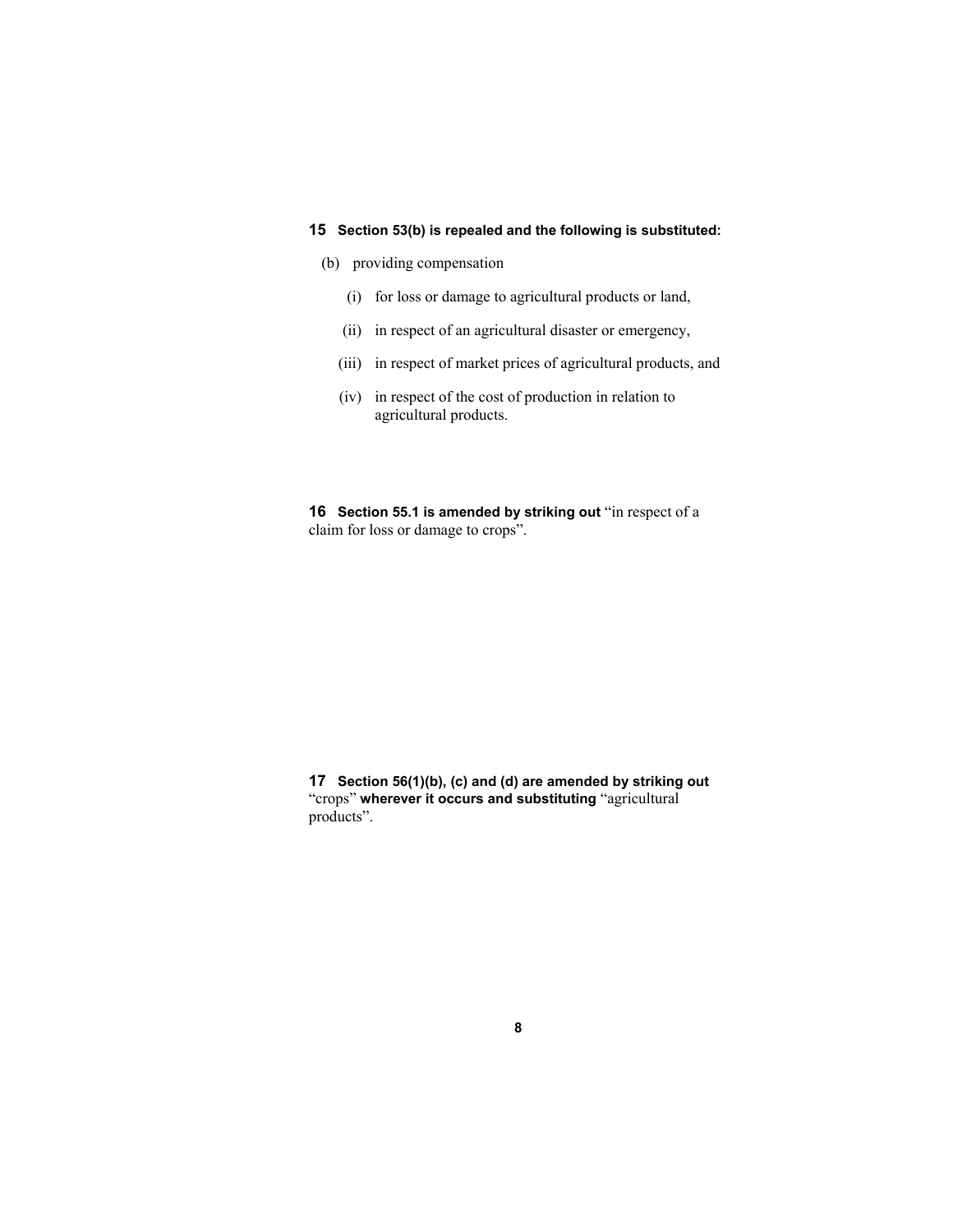**15 Section 53(b) is repealed and the following is substituted:**

(b) providing compensation

(i) for loss or damage to agricultural products or land,

(ii) in respect of an agricultural disaster or emergency,

(iii) in respect of market prices of agricultural products, and

(iv) in respect of the cost of production in relation to agricultural products.

**16 Section 55.1 is amended by striking out** "in respect of a claim for loss or damage to crops".

**17 Section 56(1)(b), (c) and (d) are amended by striking out** "crops" **wherever it occurs and substituting** "agricultural products".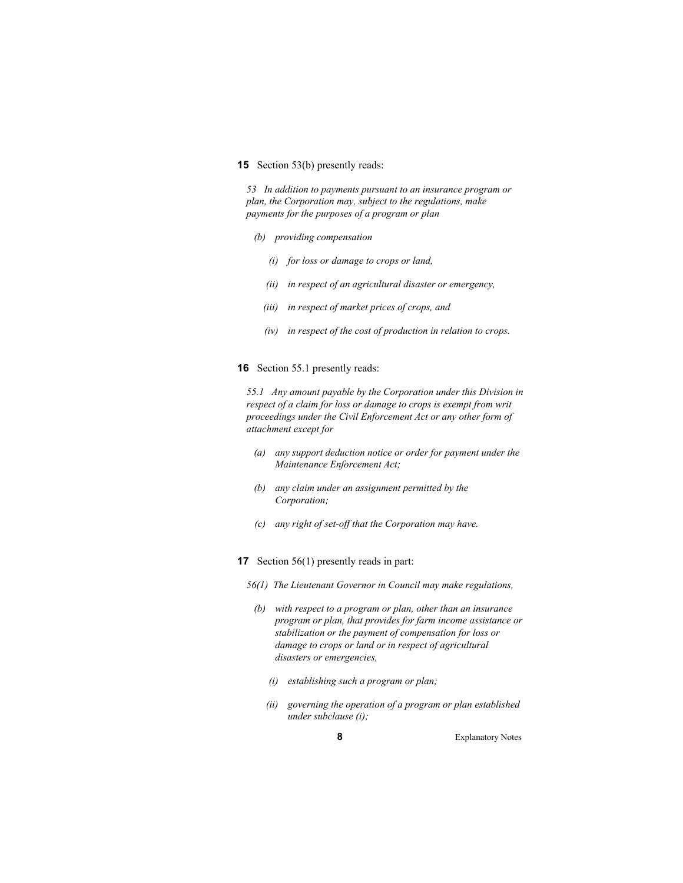**15** Section 53(b) presently reads:

*53 In addition to payments pursuant to an insurance program or plan, the Corporation may, subject to the regulations, make payments for the purposes of a program or plan*

*(b) providing compensation*

*(i) for loss or damage to crops or land,*

*(ii) in respect of an agricultural disaster or emergency,*

*(iii) in respect of market prices of crops, and*

*(iv) in respect of the cost of production in relation to crops.*

**16** Section 55.1 presently reads:

*55.1 Any amount payable by the Corporation under this Division in respect of a claim for loss or damage to crops is exempt from writ proceedings under the Civil Enforcement Act or any other form of attachment except for*

*(a) any support deduction notice or order for payment under the Maintenance Enforcement Act;*

*(b) any claim under an assignment permitted by the Corporation;*

*(c) any right of set-off that the Corporation may have.*

**17** Section 56(1) presently reads in part:

*56(1) The Lieutenant Governor in Council may make regulations,*

*(b) with respect to a program or plan, other than an insurance program or plan, that provides for farm income assistance or stabilization or the payment of compensation for loss or damage to crops or land or in respect of agricultural disasters or emergencies,*

*(i) establishing such a program or plan;*

*(ii) governing the operation of a program or plan established under subclause (i);*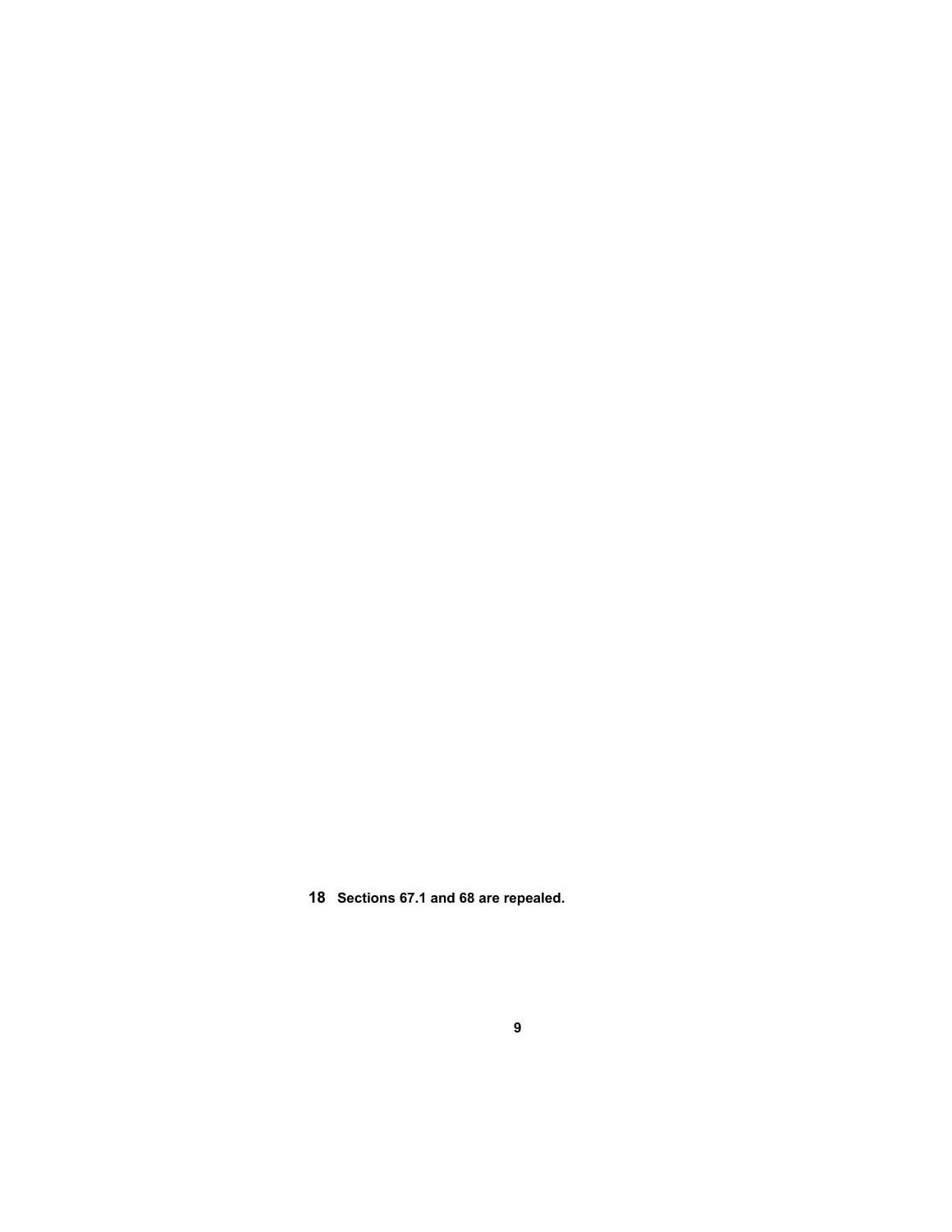**18 Sections 67.1 and 68 are repealed.**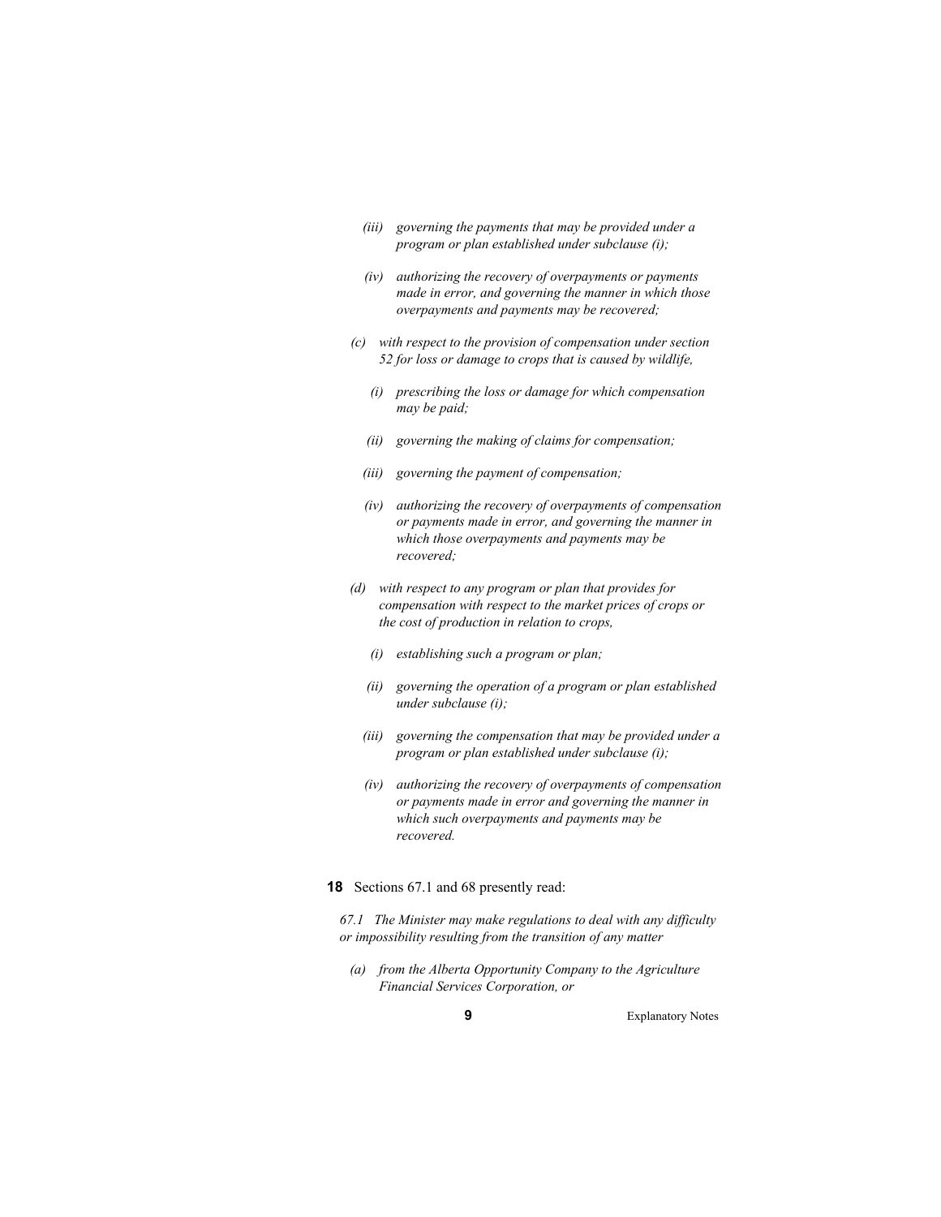*(iii) governing the payments that may be provided under a program or plan established under subclause (i);*

*(iv) authorizing the recovery of overpayments or payments made in error, and governing the manner in which those overpayments and payments may be recovered;*

*(c) with respect to the provision of compensation under section 52 for loss or damage to crops that is caused by wildlife,*

*(i) prescribing the loss or damage for which compensation may be paid;*

*(ii) governing the making of claims for compensation;*

*(iii) governing the payment of compensation;*

*(iv) authorizing the recovery of overpayments of compensation or payments made in error, and governing the manner in which those overpayments and payments may be recovered;*

*(d) with respect to any program or plan that provides for compensation with respect to the market prices of crops or the cost of production in relation to crops,*

*(i) establishing such a program or plan;*

*(ii) governing the operation of a program or plan established under subclause (i);*

*(iii) governing the compensation that may be provided under a program or plan established under subclause (i);*

*(iv) authorizing the recovery of overpayments of compensation or payments made in error and governing the manner in which such overpayments and payments may be recovered.*

**18** Sections 67.1 and 68 presently read:

*67.1 The Minister may make regulations to deal with any difficulty or impossibility resulting from the transition of any matter*

*(a) from the Alberta Opportunity Company to the Agriculture Financial Services Corporation, or*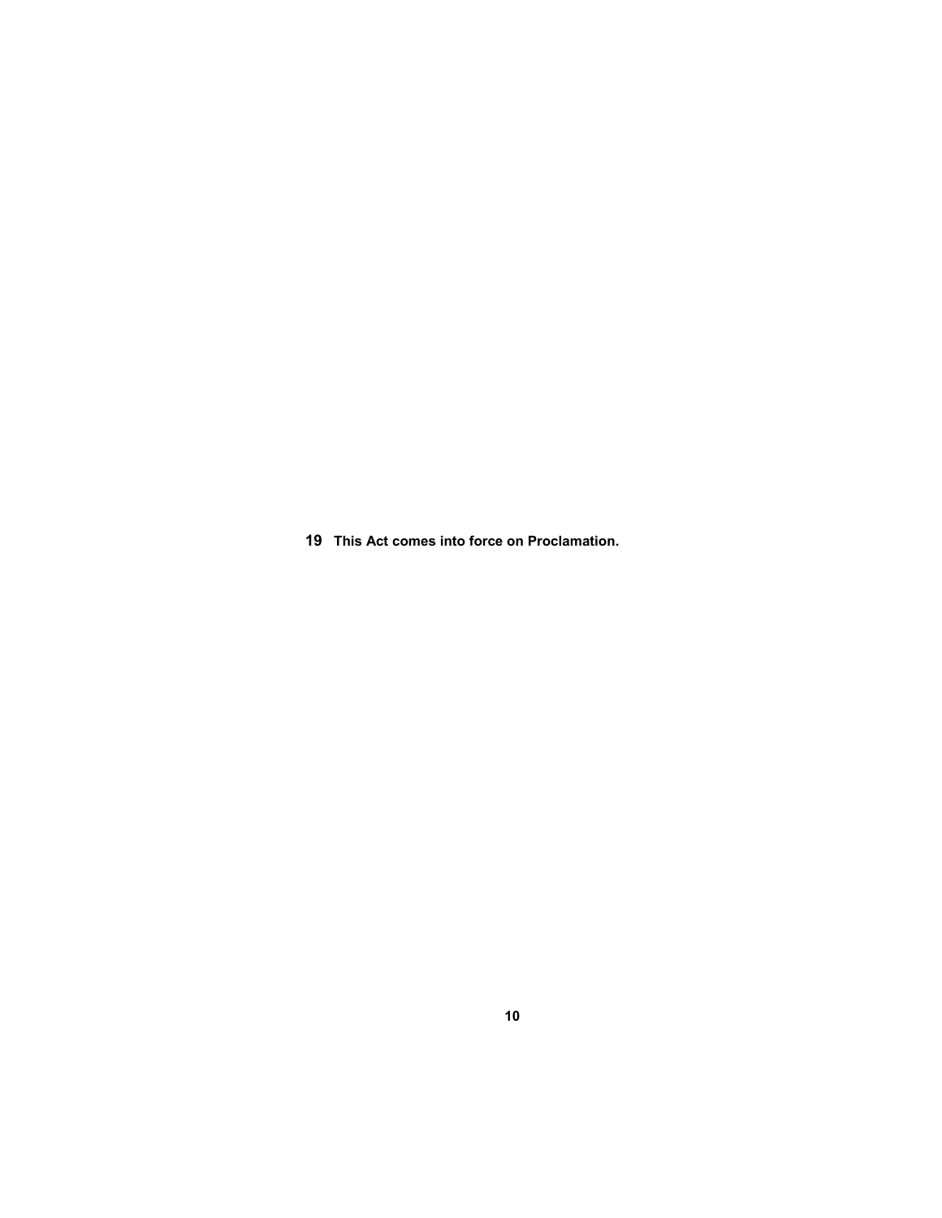**19 This Act comes into force on Proclamation.**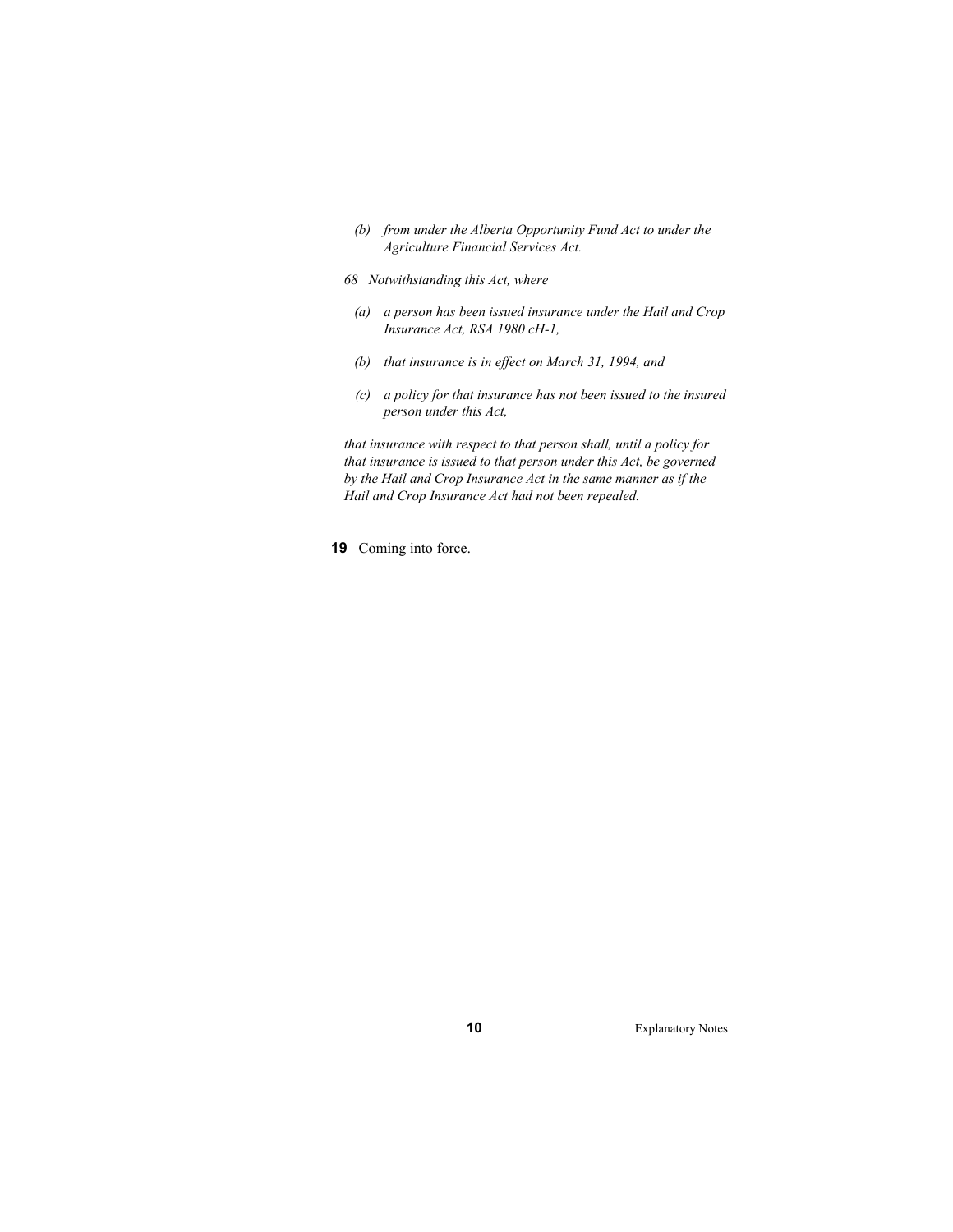*(b) from under the Alberta Opportunity Fund Act to under the Agriculture Financial Services Act.*

*68 Notwithstanding this Act, where*

*(a) a person has been issued insurance under the Hail and Crop Insurance Act, RSA 1980 cH-1,*

*(b) that insurance is in effect on March 31, 1994, and*

*(c) a policy for that insurance has not been issued to the insured person under this Act,*

*that insurance with respect to that person shall, until a policy for that insurance is issued to that person under this Act, be governed by the Hail and Crop Insurance Act in the same manner as if the Hail and Crop Insurance Act had not been repealed.*

**19** Coming into force.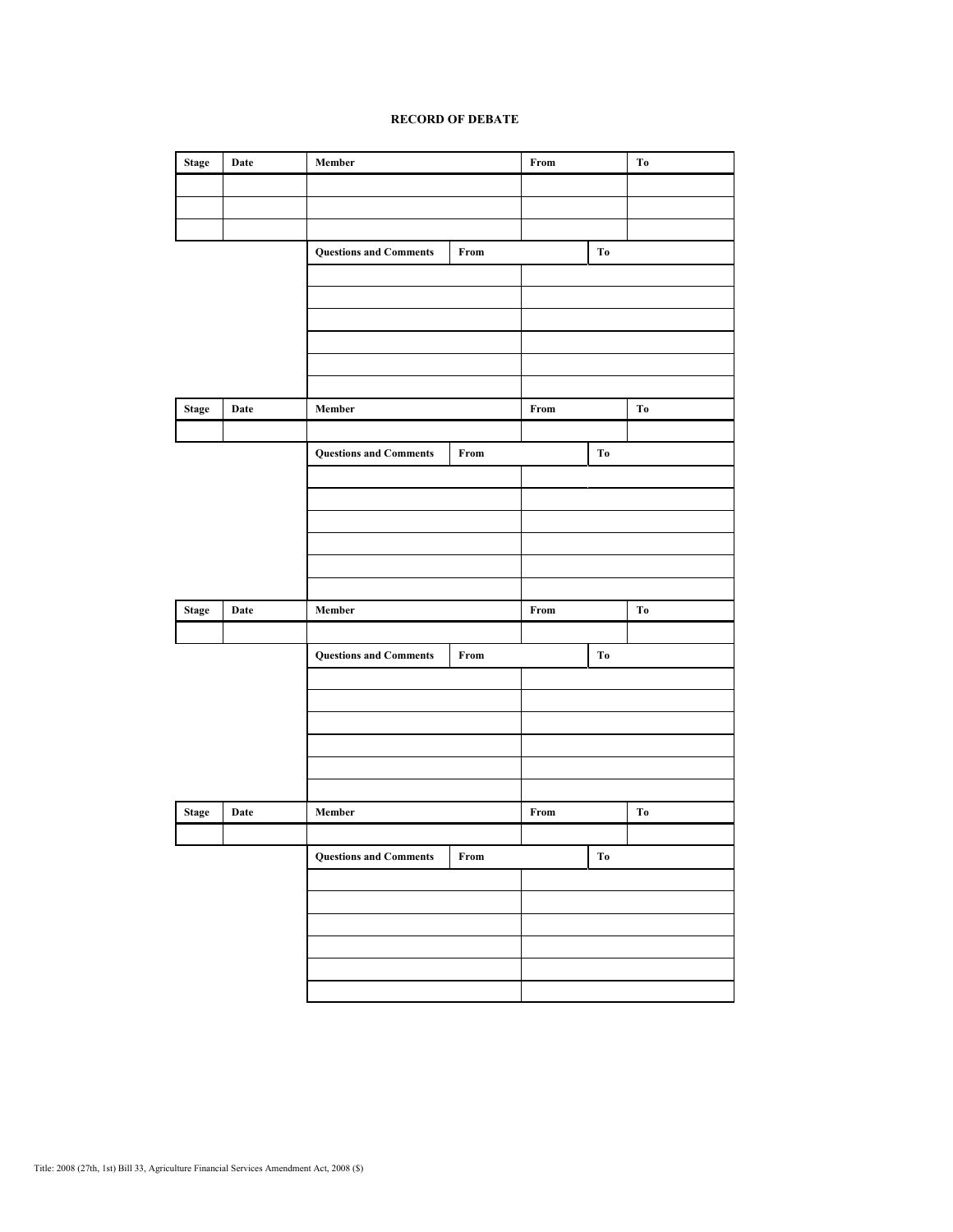**RECORD OF DEBATE**

| Stage | Date | Member | From | To |
|---|---|---|---|---|
| | | | | |
| | | | | |
| | | | | |

| Questions and Comments From | To |
|---|---|
| | |
| | |
| | |
| | |
| | |
| | |

| Stage | Date | Member | From | To |
|---|---|---|---|---|
| | | | | |

| Questions and Comments From | To |
|---|---|
| | |
| | |
| | |
| | |
| | |
| | |

| Stage | Date | Member | From | To |
|---|---|---|---|---|
| | | | | |

| Questions and Comments From | To |
|---|---|
| | |
| | |
| | |
| | |
| | |
| | |

| Stage | Date | Member | From | To |
|---|---|---|---|---|
| | | | | |

| Questions and Comments From | To |
|---|---|
| | |
| | |
| | |
| | |
| | |
| | |

Title: 2008 (27th, 1st) Bill 33, Agriculture Financial Services Amendment Act, 2008 ($)